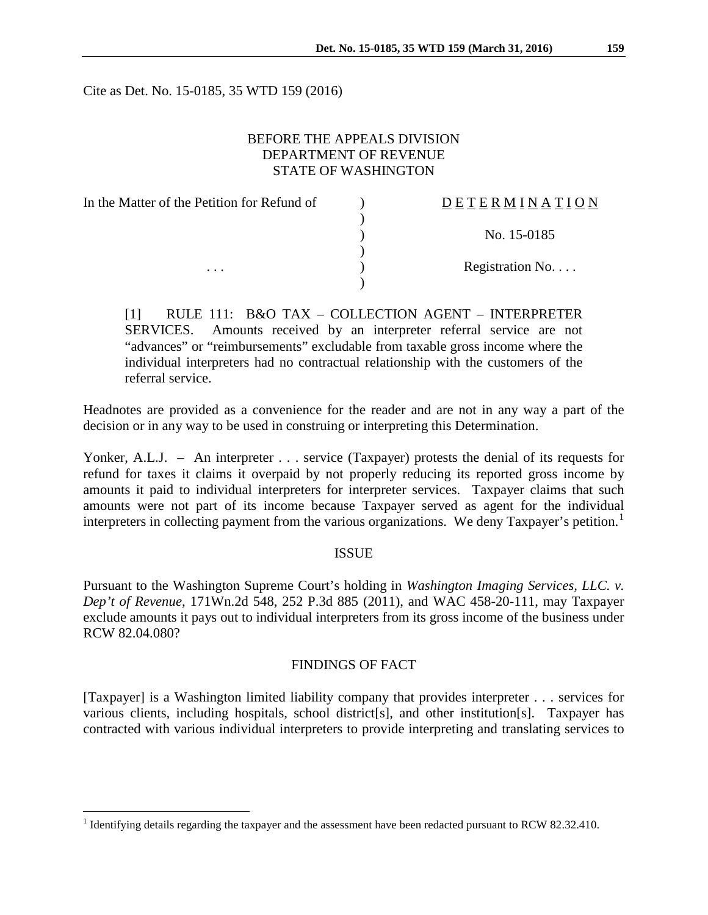Cite as Det. No. 15-0185, 35 WTD 159 (2016)

BEFORE THE APPEALS DIVISION
DEPARTMENT OF REVENUE
STATE OF WASHINGTON

| In the Matter of the Petition for Refund of | ) | D E T E R M I N A T I O N |
|---|---|---|
| | ) | |
| | ) | No. 15-0185 |
| | ) | |
| . . . | ) | Registration No. . . . |
| | ) | |

[1] RULE 111: B&O TAX – COLLECTION AGENT – INTERPRETER SERVICES. Amounts received by an interpreter referral service are not "advances" or "reimbursements" excludable from taxable gross income where the individual interpreters had no contractual relationship with the customers of the referral service.

Headnotes are provided as a convenience for the reader and are not in any way a part of the decision or in any way to be used in construing or interpreting this Determination.

Yonker, A.L.J. – An interpreter . . . service (Taxpayer) protests the denial of its requests for refund for taxes it claims it overpaid by not properly reducing its reported gross income by amounts it paid to individual interpreters for interpreter services. Taxpayer claims that such amounts were not part of its income because Taxpayer served as agent for the individual interpreters in collecting payment from the various organizations. We deny Taxpayer's petition.[1]

## ISSUE

Pursuant to the Washington Supreme Court's holding in *Washington Imaging Services, LLC. v. Dep't of Revenue*, 171Wn.2d 548, 252 P.3d 885 (2011), and WAC 458-20-111, may Taxpayer exclude amounts it pays out to individual interpreters from its gross income of the business under RCW 82.04.080?

## FINDINGS OF FACT

[Taxpayer] is a Washington limited liability company that provides interpreter . . . services for various clients, including hospitals, school district[s], and other institution[s]. Taxpayer has contracted with various individual interpreters to provide interpreting and translating services to

[1] Identifying details regarding the taxpayer and the assessment have been redacted pursuant to RCW 82.32.410.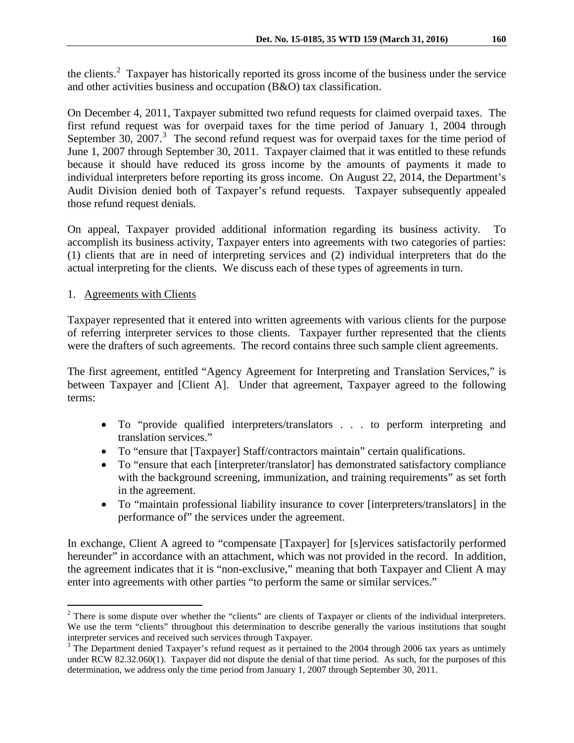the clients.[2] Taxpayer has historically reported its gross income of the business under the service and other activities business and occupation (B&O) tax classification.

On December 4, 2011, Taxpayer submitted two refund requests for claimed overpaid taxes. The first refund request was for overpaid taxes for the time period of January 1, 2004 through September 30, 2007.[3] The second refund request was for overpaid taxes for the time period of June 1, 2007 through September 30, 2011. Taxpayer claimed that it was entitled to these refunds because it should have reduced its gross income by the amounts of payments it made to individual interpreters before reporting its gross income. On August 22, 2014, the Department's Audit Division denied both of Taxpayer's refund requests. Taxpayer subsequently appealed those refund request denials.

On appeal, Taxpayer provided additional information regarding its business activity. To accomplish its business activity, Taxpayer enters into agreements with two categories of parties: (1) clients that are in need of interpreting services and (2) individual interpreters that do the actual interpreting for the clients. We discuss each of these types of agreements in turn.

1. Agreements with Clients

Taxpayer represented that it entered into written agreements with various clients for the purpose of referring interpreter services to those clients. Taxpayer further represented that the clients were the drafters of such agreements. The record contains three such sample client agreements.

The first agreement, entitled "Agency Agreement for Interpreting and Translation Services," is between Taxpayer and [Client A]. Under that agreement, Taxpayer agreed to the following terms:

- To "provide qualified interpreters/translators . . . to perform interpreting and translation services."
- To "ensure that [Taxpayer] Staff/contractors maintain" certain qualifications.
- To "ensure that each [interpreter/translator] has demonstrated satisfactory compliance with the background screening, immunization, and training requirements" as set forth in the agreement.
- To "maintain professional liability insurance to cover [interpreters/translators] in the performance of" the services under the agreement.

In exchange, Client A agreed to "compensate [Taxpayer] for [s]ervices satisfactorily performed hereunder" in accordance with an attachment, which was not provided in the record. In addition, the agreement indicates that it is "non-exclusive," meaning that both Taxpayer and Client A may enter into agreements with other parties "to perform the same or similar services."

[2] There is some dispute over whether the "clients" are clients of Taxpayer or clients of the individual interpreters. We use the term "clients" throughout this determination to describe generally the various institutions that sought interpreter services and received such services through Taxpayer.

[3] The Department denied Taxpayer's refund request as it pertained to the 2004 through 2006 tax years as untimely under RCW 82.32.060(1). Taxpayer did not dispute the denial of that time period. As such, for the purposes of this determination, we address only the time period from January 1, 2007 through September 30, 2011.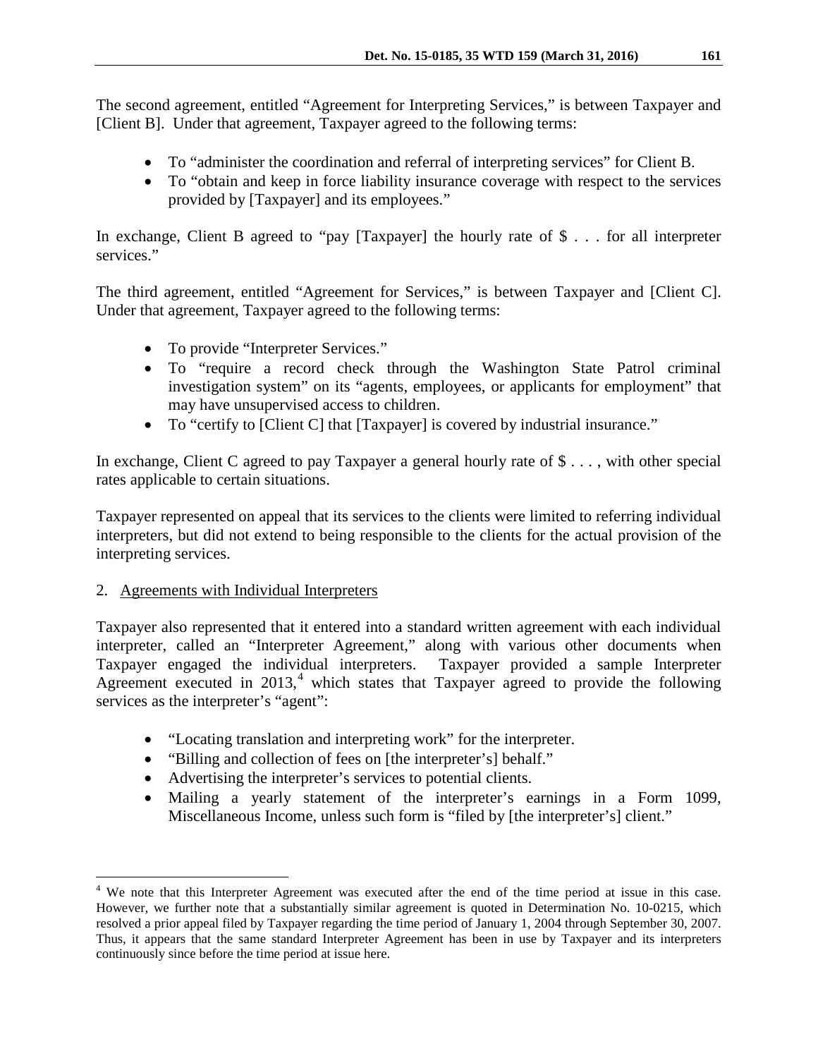The second agreement, entitled "Agreement for Interpreting Services," is between Taxpayer and [Client B]. Under that agreement, Taxpayer agreed to the following terms:

- To "administer the coordination and referral of interpreting services" for Client B.
- To "obtain and keep in force liability insurance coverage with respect to the services provided by [Taxpayer] and its employees."

In exchange, Client B agreed to "pay [Taxpayer] the hourly rate of $ . . . for all interpreter services."

The third agreement, entitled "Agreement for Services," is between Taxpayer and [Client C]. Under that agreement, Taxpayer agreed to the following terms:

- To provide "Interpreter Services."
- To "require a record check through the Washington State Patrol criminal investigation system" on its "agents, employees, or applicants for employment" that may have unsupervised access to children.
- To "certify to [Client C] that [Taxpayer] is covered by industrial insurance."

In exchange, Client C agreed to pay Taxpayer a general hourly rate of $ . . . , with other special rates applicable to certain situations.

Taxpayer represented on appeal that its services to the clients were limited to referring individual interpreters, but did not extend to being responsible to the clients for the actual provision of the interpreting services.

2. Agreements with Individual Interpreters

Taxpayer also represented that it entered into a standard written agreement with each individual interpreter, called an "Interpreter Agreement," along with various other documents when Taxpayer engaged the individual interpreters. Taxpayer provided a sample Interpreter Agreement executed in 2013,[4] which states that Taxpayer agreed to provide the following services as the interpreter's "agent":

- "Locating translation and interpreting work" for the interpreter.
- "Billing and collection of fees on [the interpreter's] behalf."
- Advertising the interpreter's services to potential clients.
- Mailing a yearly statement of the interpreter's earnings in a Form 1099, Miscellaneous Income, unless such form is "filed by [the interpreter's] client."

---

[4] We note that this Interpreter Agreement was executed after the end of the time period at issue in this case. However, we further note that a substantially similar agreement is quoted in Determination No. 10-0215, which resolved a prior appeal filed by Taxpayer regarding the time period of January 1, 2004 through September 30, 2007. Thus, it appears that the same standard Interpreter Agreement has been in use by Taxpayer and its interpreters continuously since before the time period at issue here.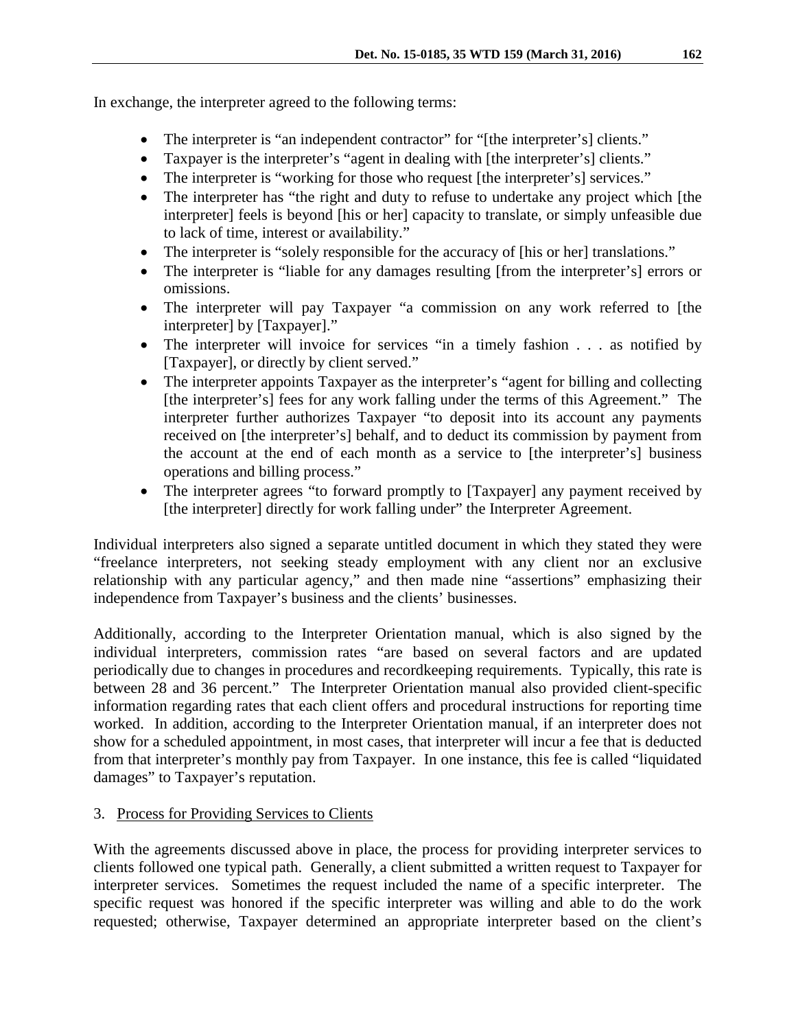In exchange, the interpreter agreed to the following terms:

- The interpreter is "an independent contractor" for "[the interpreter's] clients."
- Taxpayer is the interpreter's "agent in dealing with [the interpreter's] clients."
- The interpreter is "working for those who request [the interpreter's] services."
- The interpreter has "the right and duty to refuse to undertake any project which [the interpreter] feels is beyond [his or her] capacity to translate, or simply unfeasible due to lack of time, interest or availability."
- The interpreter is "solely responsible for the accuracy of [his or her] translations."
- The interpreter is "liable for any damages resulting [from the interpreter's] errors or omissions.
- The interpreter will pay Taxpayer "a commission on any work referred to [the interpreter] by [Taxpayer]."
- The interpreter will invoice for services "in a timely fashion . . . as notified by [Taxpayer], or directly by client served."
- The interpreter appoints Taxpayer as the interpreter's "agent for billing and collecting [the interpreter's] fees for any work falling under the terms of this Agreement." The interpreter further authorizes Taxpayer "to deposit into its account any payments received on [the interpreter's] behalf, and to deduct its commission by payment from the account at the end of each month as a service to [the interpreter's] business operations and billing process."
- The interpreter agrees "to forward promptly to [Taxpayer] any payment received by [the interpreter] directly for work falling under" the Interpreter Agreement.

Individual interpreters also signed a separate untitled document in which they stated they were "freelance interpreters, not seeking steady employment with any client nor an exclusive relationship with any particular agency," and then made nine "assertions" emphasizing their independence from Taxpayer's business and the clients' businesses.

Additionally, according to the Interpreter Orientation manual, which is also signed by the individual interpreters, commission rates "are based on several factors and are updated periodically due to changes in procedures and recordkeeping requirements. Typically, this rate is between 28 and 36 percent." The Interpreter Orientation manual also provided client-specific information regarding rates that each client offers and procedural instructions for reporting time worked. In addition, according to the Interpreter Orientation manual, if an interpreter does not show for a scheduled appointment, in most cases, that interpreter will incur a fee that is deducted from that interpreter's monthly pay from Taxpayer. In one instance, this fee is called "liquidated damages" to Taxpayer's reputation.

3. Process for Providing Services to Clients

With the agreements discussed above in place, the process for providing interpreter services to clients followed one typical path. Generally, a client submitted a written request to Taxpayer for interpreter services. Sometimes the request included the name of a specific interpreter. The specific request was honored if the specific interpreter was willing and able to do the work requested; otherwise, Taxpayer determined an appropriate interpreter based on the client's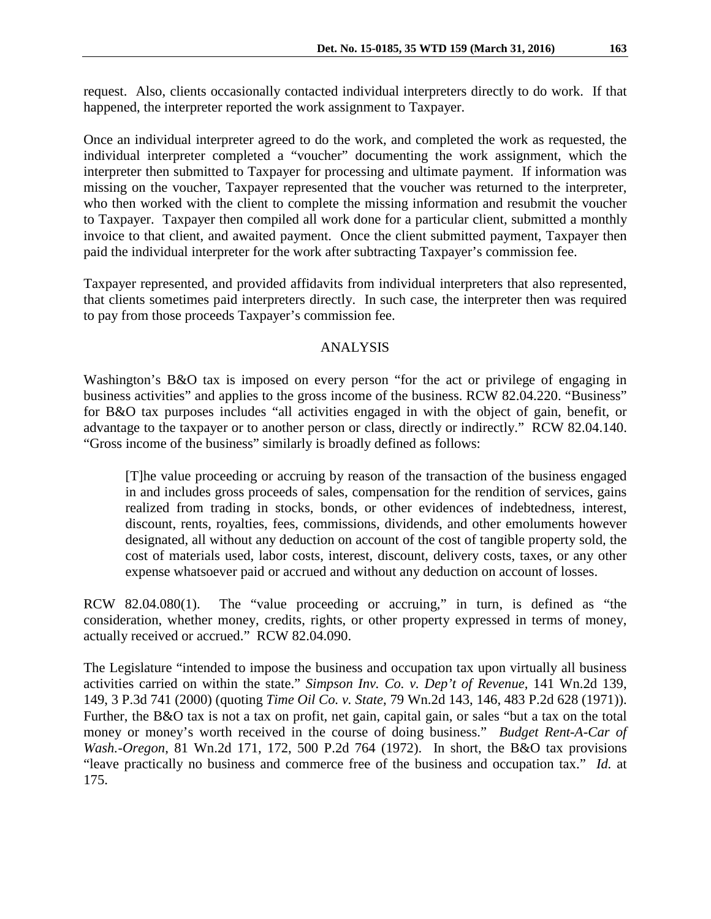request. Also, clients occasionally contacted individual interpreters directly to do work. If that happened, the interpreter reported the work assignment to Taxpayer.

Once an individual interpreter agreed to do the work, and completed the work as requested, the individual interpreter completed a "voucher" documenting the work assignment, which the interpreter then submitted to Taxpayer for processing and ultimate payment. If information was missing on the voucher, Taxpayer represented that the voucher was returned to the interpreter, who then worked with the client to complete the missing information and resubmit the voucher to Taxpayer. Taxpayer then compiled all work done for a particular client, submitted a monthly invoice to that client, and awaited payment. Once the client submitted payment, Taxpayer then paid the individual interpreter for the work after subtracting Taxpayer's commission fee.

Taxpayer represented, and provided affidavits from individual interpreters that also represented, that clients sometimes paid interpreters directly. In such case, the interpreter then was required to pay from those proceeds Taxpayer's commission fee.

## ANALYSIS

Washington's B&O tax is imposed on every person "for the act or privilege of engaging in business activities" and applies to the gross income of the business. RCW 82.04.220. "Business" for B&O tax purposes includes "all activities engaged in with the object of gain, benefit, or advantage to the taxpayer or to another person or class, directly or indirectly." RCW 82.04.140. "Gross income of the business" similarly is broadly defined as follows:

> [T]he value proceeding or accruing by reason of the transaction of the business engaged in and includes gross proceeds of sales, compensation for the rendition of services, gains realized from trading in stocks, bonds, or other evidences of indebtedness, interest, discount, rents, royalties, fees, commissions, dividends, and other emoluments however designated, all without any deduction on account of the cost of tangible property sold, the cost of materials used, labor costs, interest, discount, delivery costs, taxes, or any other expense whatsoever paid or accrued and without any deduction on account of losses.

RCW 82.04.080(1). The "value proceeding or accruing," in turn, is defined as "the consideration, whether money, credits, rights, or other property expressed in terms of money, actually received or accrued." RCW 82.04.090.

The Legislature "intended to impose the business and occupation tax upon virtually all business activities carried on within the state." *Simpson Inv. Co. v. Dep't of Revenue*, 141 Wn.2d 139, 149, 3 P.3d 741 (2000) (quoting *Time Oil Co. v. State*, 79 Wn.2d 143, 146, 483 P.2d 628 (1971)). Further, the B&O tax is not a tax on profit, net gain, capital gain, or sales "but a tax on the total money or money's worth received in the course of doing business." *Budget Rent-A-Car of Wash.-Oregon*, 81 Wn.2d 171, 172, 500 P.2d 764 (1972). In short, the B&O tax provisions "leave practically no business and commerce free of the business and occupation tax." *Id.* at 175.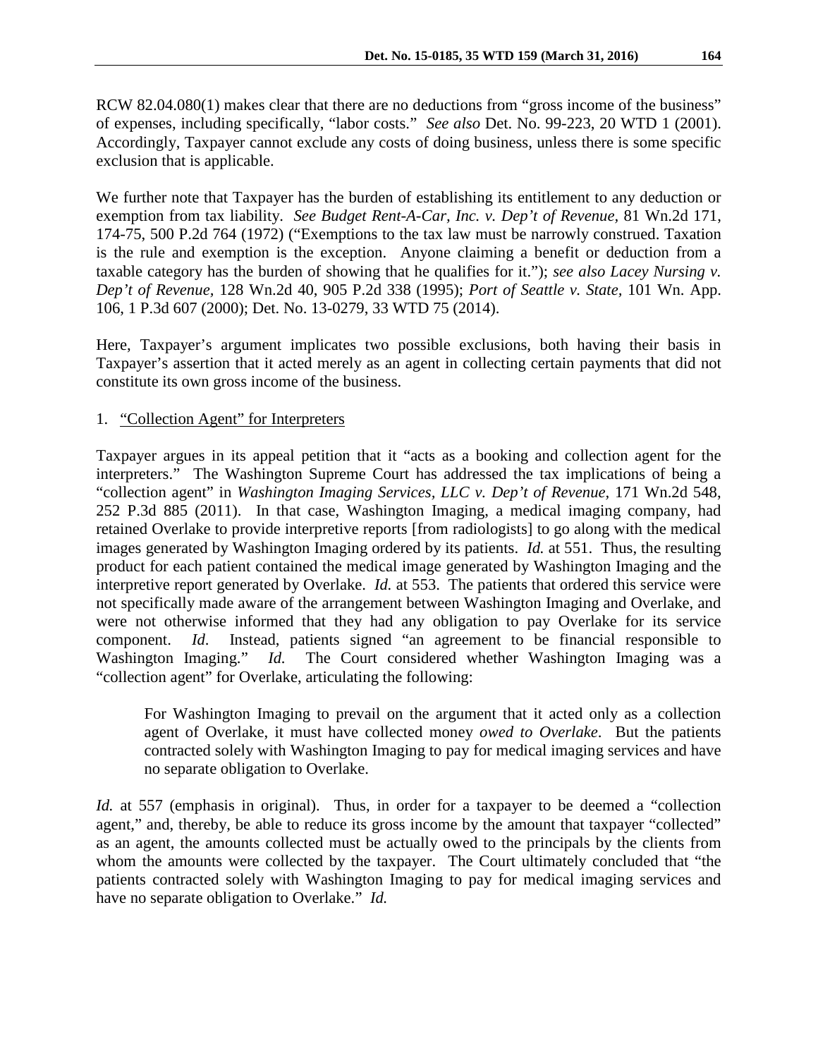RCW 82.04.080(1) makes clear that there are no deductions from "gross income of the business" of expenses, including specifically, "labor costs." *See also* Det. No. 99-223, 20 WTD 1 (2001). Accordingly, Taxpayer cannot exclude any costs of doing business, unless there is some specific exclusion that is applicable.

We further note that Taxpayer has the burden of establishing its entitlement to any deduction or exemption from tax liability. *See Budget Rent-A-Car, Inc. v. Dep't of Revenue,* 81 Wn.2d 171, 174-75, 500 P.2d 764 (1972) ("Exemptions to the tax law must be narrowly construed. Taxation is the rule and exemption is the exception. Anyone claiming a benefit or deduction from a taxable category has the burden of showing that he qualifies for it."); *see also Lacey Nursing v. Dep't of Revenue*, 128 Wn.2d 40, 905 P.2d 338 (1995); *Port of Seattle v. State,* 101 Wn. App. 106, 1 P.3d 607 (2000); Det. No. 13-0279, 33 WTD 75 (2014).

Here, Taxpayer's argument implicates two possible exclusions, both having their basis in Taxpayer's assertion that it acted merely as an agent in collecting certain payments that did not constitute its own gross income of the business.

1. "Collection Agent" for Interpreters

Taxpayer argues in its appeal petition that it "acts as a booking and collection agent for the interpreters." The Washington Supreme Court has addressed the tax implications of being a "collection agent" in *Washington Imaging Services, LLC v. Dep't of Revenue,* 171 Wn.2d 548, 252 P.3d 885 (2011). In that case, Washington Imaging, a medical imaging company, had retained Overlake to provide interpretive reports [from radiologists] to go along with the medical images generated by Washington Imaging ordered by its patients. *Id.* at 551. Thus, the resulting product for each patient contained the medical image generated by Washington Imaging and the interpretive report generated by Overlake. *Id.* at 553. The patients that ordered this service were not specifically made aware of the arrangement between Washington Imaging and Overlake, and were not otherwise informed that they had any obligation to pay Overlake for its service component. *Id*. Instead, patients signed "an agreement to be financial responsible to Washington Imaging." *Id.* The Court considered whether Washington Imaging was a "collection agent" for Overlake, articulating the following:

> For Washington Imaging to prevail on the argument that it acted only as a collection agent of Overlake, it must have collected money *owed to Overlake*. But the patients contracted solely with Washington Imaging to pay for medical imaging services and have no separate obligation to Overlake.

*Id.* at 557 (emphasis in original). Thus, in order for a taxpayer to be deemed a "collection agent," and, thereby, be able to reduce its gross income by the amount that taxpayer "collected" as an agent, the amounts collected must be actually owed to the principals by the clients from whom the amounts were collected by the taxpayer. The Court ultimately concluded that "the patients contracted solely with Washington Imaging to pay for medical imaging services and have no separate obligation to Overlake." *Id.*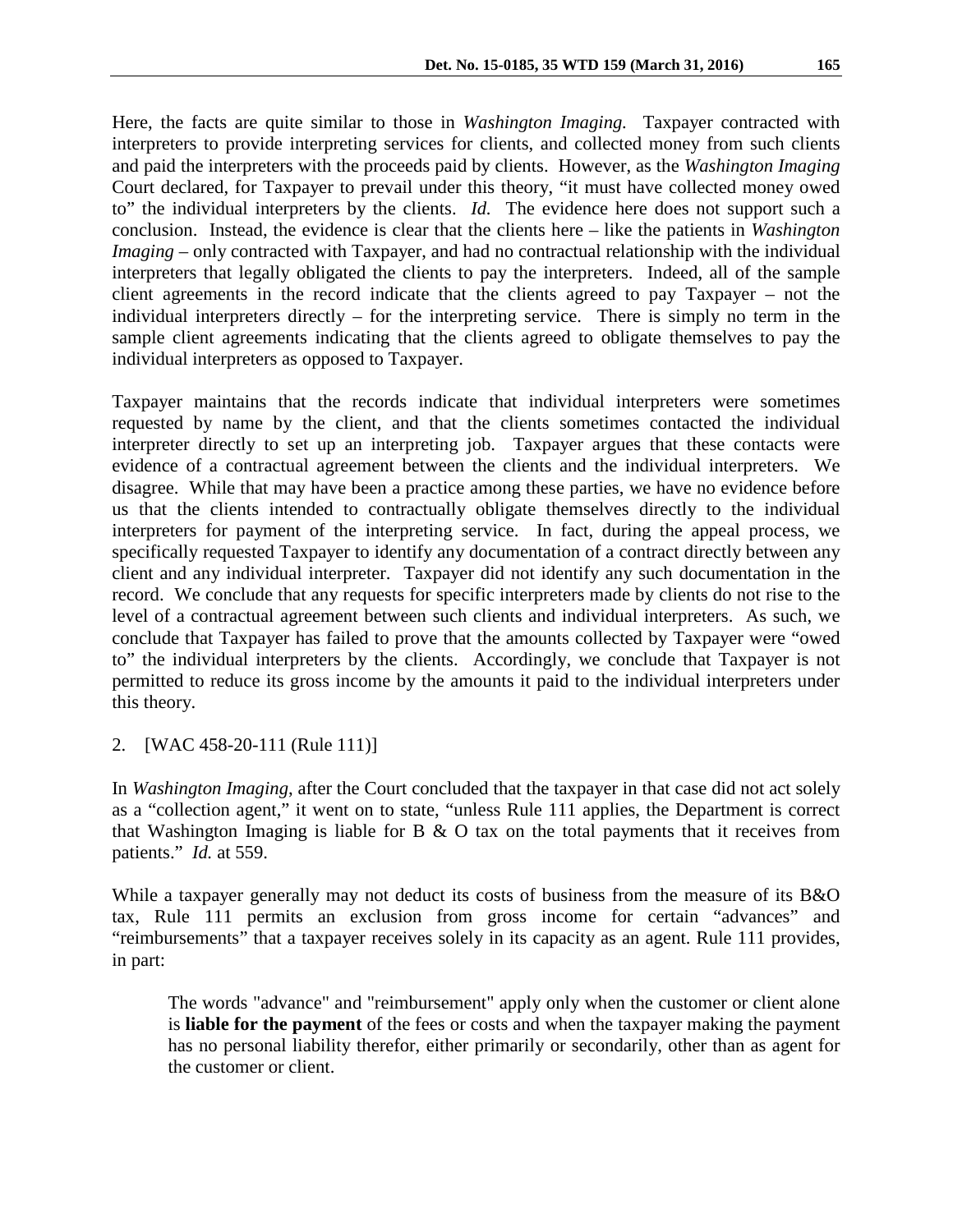Here, the facts are quite similar to those in *Washington Imaging*. Taxpayer contracted with interpreters to provide interpreting services for clients, and collected money from such clients and paid the interpreters with the proceeds paid by clients. However, as the *Washington Imaging* Court declared, for Taxpayer to prevail under this theory, "it must have collected money owed to" the individual interpreters by the clients. *Id.* The evidence here does not support such a conclusion. Instead, the evidence is clear that the clients here – like the patients in *Washington Imaging* – only contracted with Taxpayer, and had no contractual relationship with the individual interpreters that legally obligated the clients to pay the interpreters. Indeed, all of the sample client agreements in the record indicate that the clients agreed to pay Taxpayer – not the individual interpreters directly – for the interpreting service. There is simply no term in the sample client agreements indicating that the clients agreed to obligate themselves to pay the individual interpreters as opposed to Taxpayer.

Taxpayer maintains that the records indicate that individual interpreters were sometimes requested by name by the client, and that the clients sometimes contacted the individual interpreter directly to set up an interpreting job. Taxpayer argues that these contacts were evidence of a contractual agreement between the clients and the individual interpreters. We disagree. While that may have been a practice among these parties, we have no evidence before us that the clients intended to contractually obligate themselves directly to the individual interpreters for payment of the interpreting service. In fact, during the appeal process, we specifically requested Taxpayer to identify any documentation of a contract directly between any client and any individual interpreter. Taxpayer did not identify any such documentation in the record. We conclude that any requests for specific interpreters made by clients do not rise to the level of a contractual agreement between such clients and individual interpreters. As such, we conclude that Taxpayer has failed to prove that the amounts collected by Taxpayer were "owed to" the individual interpreters by the clients. Accordingly, we conclude that Taxpayer is not permitted to reduce its gross income by the amounts it paid to the individual interpreters under this theory.

2. [WAC 458-20-111 (Rule 111)]

In *Washington Imaging*, after the Court concluded that the taxpayer in that case did not act solely as a "collection agent," it went on to state, "unless Rule 111 applies, the Department is correct that Washington Imaging is liable for B & O tax on the total payments that it receives from patients." *Id.* at 559.

While a taxpayer generally may not deduct its costs of business from the measure of its B&O tax, Rule 111 permits an exclusion from gross income for certain "advances" and "reimbursements" that a taxpayer receives solely in its capacity as an agent. Rule 111 provides, in part:

> The words "advance" and "reimbursement" apply only when the customer or client alone is **liable for the payment** of the fees or costs and when the taxpayer making the payment has no personal liability therefor, either primarily or secondarily, other than as agent for the customer or client.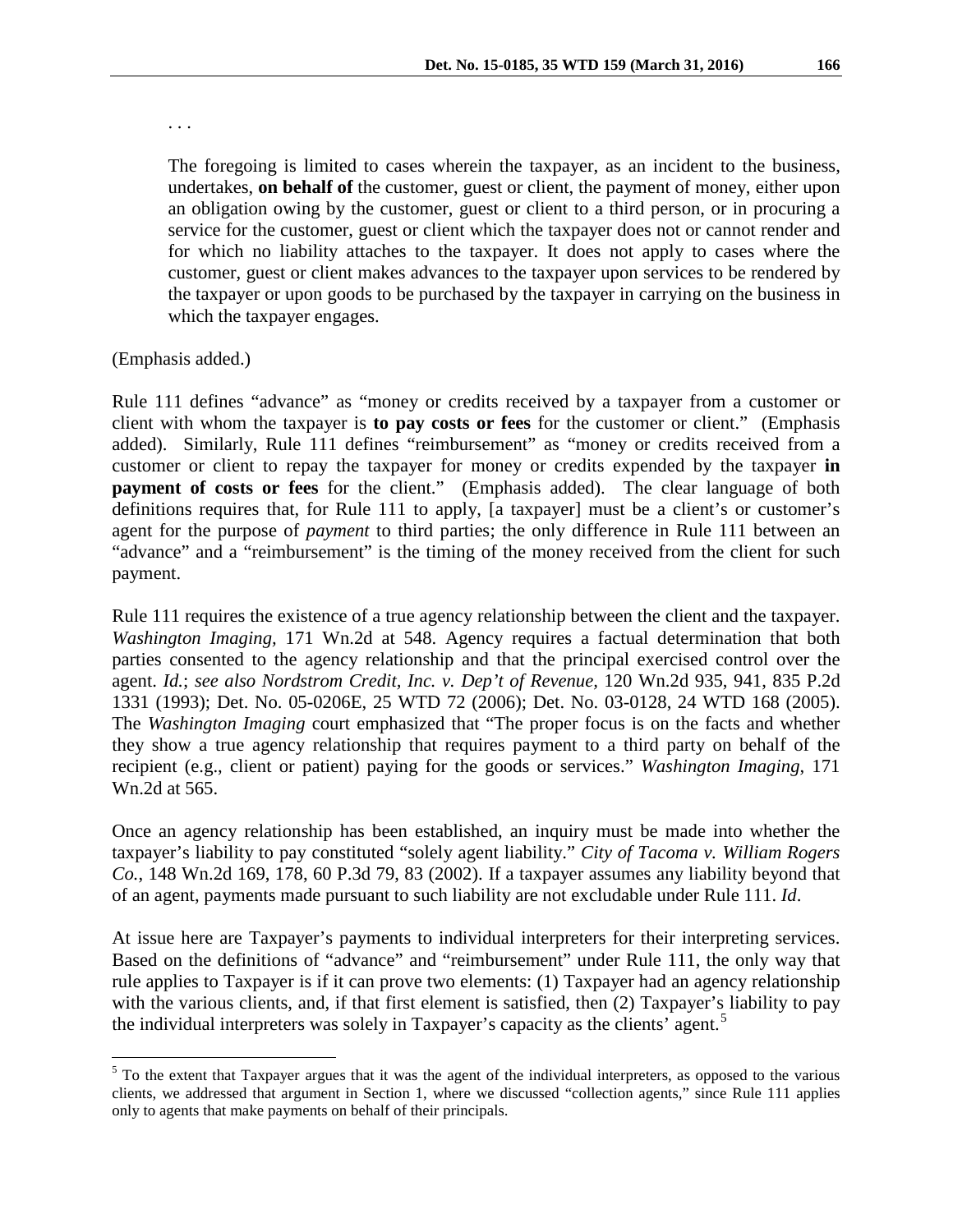. . .

> The foregoing is limited to cases wherein the taxpayer, as an incident to the business, undertakes, **on behalf of** the customer, guest or client, the payment of money, either upon an obligation owing by the customer, guest or client to a third person, or in procuring a service for the customer, guest or client which the taxpayer does not or cannot render and for which no liability attaches to the taxpayer. It does not apply to cases where the customer, guest or client makes advances to the taxpayer upon services to be rendered by the taxpayer or upon goods to be purchased by the taxpayer in carrying on the business in which the taxpayer engages.

(Emphasis added.)

Rule 111 defines "advance" as "money or credits received by a taxpayer from a customer or client with whom the taxpayer is **to pay costs or fees** for the customer or client." (Emphasis added). Similarly, Rule 111 defines "reimbursement" as "money or credits received from a customer or client to repay the taxpayer for money or credits expended by the taxpayer **in payment of costs or fees** for the client." (Emphasis added). The clear language of both definitions requires that, for Rule 111 to apply, [a taxpayer] must be a client's or customer's agent for the purpose of *payment* to third parties; the only difference in Rule 111 between an "advance" and a "reimbursement" is the timing of the money received from the client for such payment.

Rule 111 requires the existence of a true agency relationship between the client and the taxpayer. *Washington Imaging*, 171 Wn.2d at 548. Agency requires a factual determination that both parties consented to the agency relationship and that the principal exercised control over the agent. *Id.*; *see also Nordstrom Credit, Inc. v. Dep't of Revenue*, 120 Wn.2d 935, 941, 835 P.2d 1331 (1993); Det. No. 05-0206E, 25 WTD 72 (2006); Det. No. 03-0128, 24 WTD 168 (2005). The *Washington Imaging* court emphasized that "The proper focus is on the facts and whether they show a true agency relationship that requires payment to a third party on behalf of the recipient (e.g., client or patient) paying for the goods or services." *Washington Imaging*, 171 Wn.2d at 565.

Once an agency relationship has been established, an inquiry must be made into whether the taxpayer's liability to pay constituted "solely agent liability." *City of Tacoma v. William Rogers Co.*, 148 Wn.2d 169, 178, 60 P.3d 79, 83 (2002). If a taxpayer assumes any liability beyond that of an agent, payments made pursuant to such liability are not excludable under Rule 111. *Id*.

At issue here are Taxpayer's payments to individual interpreters for their interpreting services. Based on the definitions of "advance" and "reimbursement" under Rule 111, the only way that rule applies to Taxpayer is if it can prove two elements: (1) Taxpayer had an agency relationship with the various clients, and, if that first element is satisfied, then (2) Taxpayer's liability to pay the individual interpreters was solely in Taxpayer's capacity as the clients' agent.[5]

---

[5] To the extent that Taxpayer argues that it was the agent of the individual interpreters, as opposed to the various clients, we addressed that argument in Section 1, where we discussed "collection agents," since Rule 111 applies only to agents that make payments on behalf of their principals.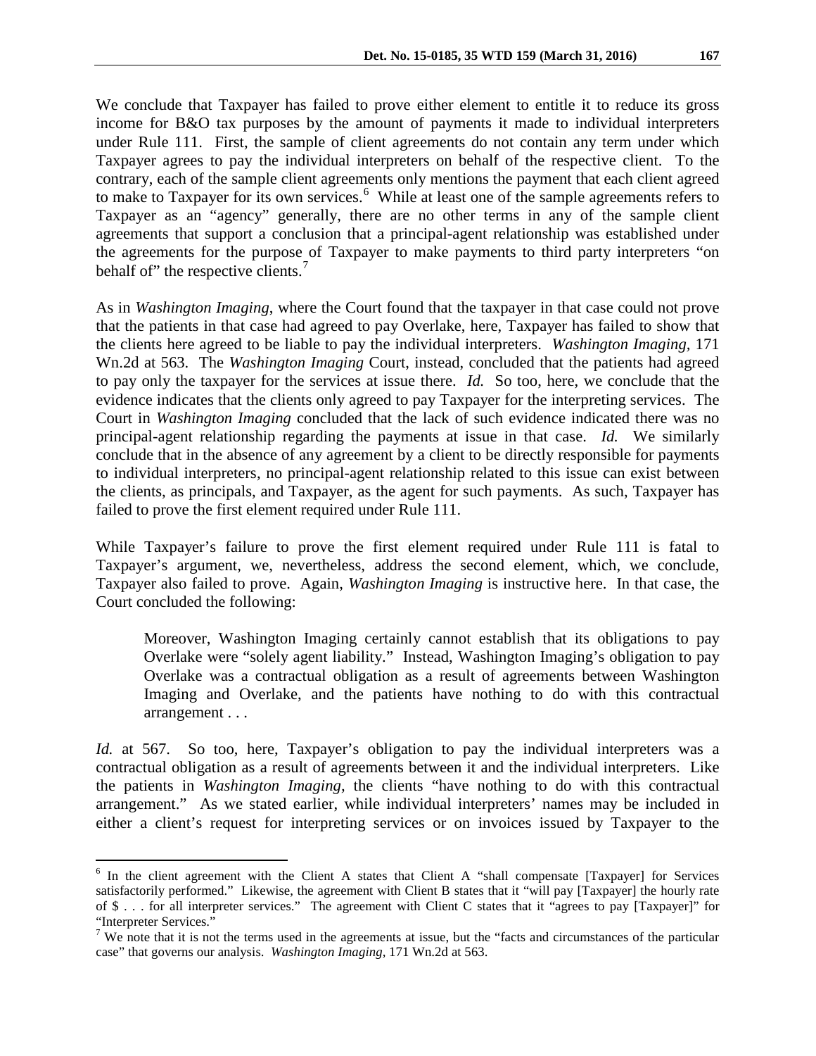We conclude that Taxpayer has failed to prove either element to entitle it to reduce its gross income for B&O tax purposes by the amount of payments it made to individual interpreters under Rule 111. First, the sample of client agreements do not contain any term under which Taxpayer agrees to pay the individual interpreters on behalf of the respective client. To the contrary, each of the sample client agreements only mentions the payment that each client agreed to make to Taxpayer for its own services.[6] While at least one of the sample agreements refers to Taxpayer as an "agency" generally, there are no other terms in any of the sample client agreements that support a conclusion that a principal-agent relationship was established under the agreements for the purpose of Taxpayer to make payments to third party interpreters "on behalf of" the respective clients.[7]

As in *Washington Imaging*, where the Court found that the taxpayer in that case could not prove that the patients in that case had agreed to pay Overlake, here, Taxpayer has failed to show that the clients here agreed to be liable to pay the individual interpreters. *Washington Imaging,* 171 Wn.2d at 563. The *Washington Imaging* Court, instead, concluded that the patients had agreed to pay only the taxpayer for the services at issue there. *Id.* So too, here, we conclude that the evidence indicates that the clients only agreed to pay Taxpayer for the interpreting services. The Court in *Washington Imaging* concluded that the lack of such evidence indicated there was no principal-agent relationship regarding the payments at issue in that case. *Id.* We similarly conclude that in the absence of any agreement by a client to be directly responsible for payments to individual interpreters, no principal-agent relationship related to this issue can exist between the clients, as principals, and Taxpayer, as the agent for such payments. As such, Taxpayer has failed to prove the first element required under Rule 111.

While Taxpayer's failure to prove the first element required under Rule 111 is fatal to Taxpayer's argument, we, nevertheless, address the second element, which, we conclude, Taxpayer also failed to prove. Again, *Washington Imaging* is instructive here. In that case, the Court concluded the following:

> Moreover, Washington Imaging certainly cannot establish that its obligations to pay Overlake were "solely agent liability." Instead, Washington Imaging's obligation to pay Overlake was a contractual obligation as a result of agreements between Washington Imaging and Overlake, and the patients have nothing to do with this contractual arrangement . . .

*Id.* at 567. So too, here, Taxpayer's obligation to pay the individual interpreters was a contractual obligation as a result of agreements between it and the individual interpreters. Like the patients in *Washington Imaging,* the clients "have nothing to do with this contractual arrangement." As we stated earlier, while individual interpreters' names may be included in either a client's request for interpreting services or on invoices issued by Taxpayer to the

---

[6] In the client agreement with the Client A states that Client A "shall compensate [Taxpayer] for Services satisfactorily performed." Likewise, the agreement with Client B states that it "will pay [Taxpayer] the hourly rate of $ . . . for all interpreter services." The agreement with Client C states that it "agrees to pay [Taxpayer]" for "Interpreter Services."

[7] We note that it is not the terms used in the agreements at issue, but the "facts and circumstances of the particular case" that governs our analysis. *Washington Imaging,* 171 Wn.2d at 563.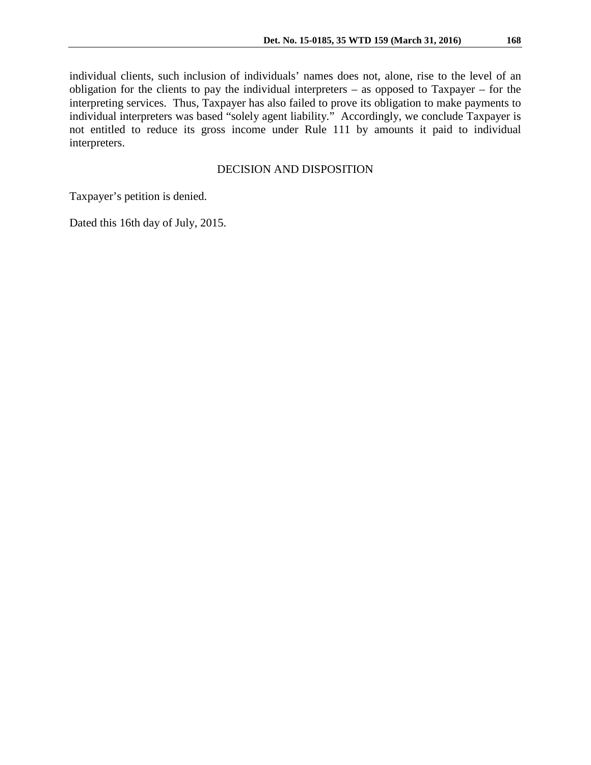individual clients, such inclusion of individuals' names does not, alone, rise to the level of an obligation for the clients to pay the individual interpreters – as opposed to Taxpayer – for the interpreting services. Thus, Taxpayer has also failed to prove its obligation to make payments to individual interpreters was based "solely agent liability." Accordingly, we conclude Taxpayer is not entitled to reduce its gross income under Rule 111 by amounts it paid to individual interpreters.

## DECISION AND DISPOSITION

Taxpayer's petition is denied.

Dated this 16th day of July, 2015.